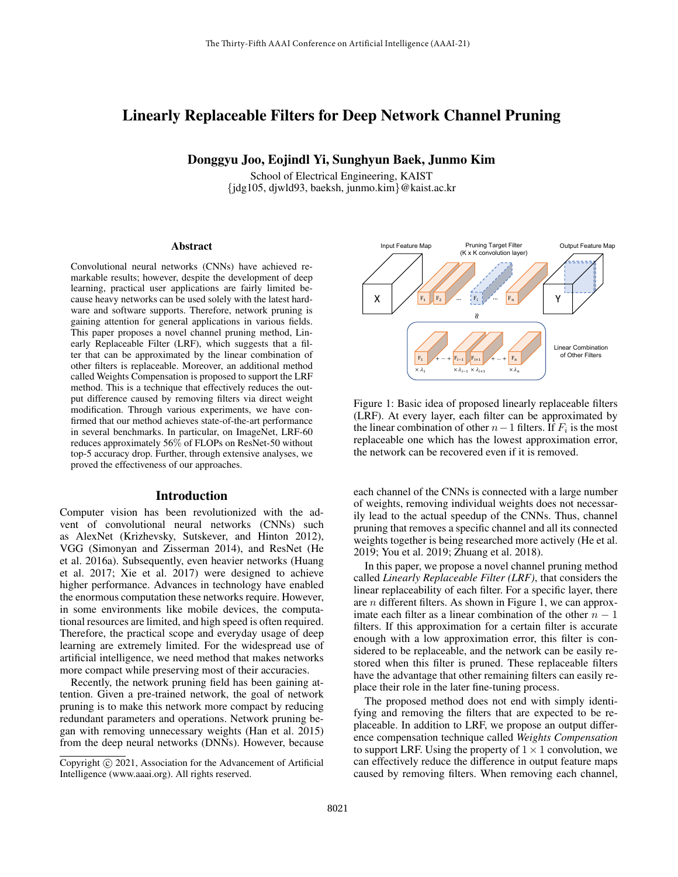# Linearly Replaceable Filters for Deep Network Channel Pruning

**Donggyu Joo, Eojindl Yi, Sunghyun Baek, Junmo Kim**

School of Electrical Engineering, KAIST
{jdg105, djwld93, baeksh, junmo.kim}@kaist.ac.kr

## Abstract

Convolutional neural networks (CNNs) have achieved remarkable results; however, despite the development of deep learning, practical user applications are fairly limited because heavy networks can be used solely with the latest hardware and software supports. Therefore, network pruning is gaining attention for general applications in various fields. This paper proposes a novel channel pruning method, Linearly Replaceable Filter (LRF), which suggests that a filter that can be approximated by the linear combination of other filters is replaceable. Moreover, an additional method called Weights Compensation is proposed to support the LRF method. This is a technique that effectively reduces the output difference caused by removing filters via direct weight modification. Through various experiments, we have confirmed that our method achieves state-of-the-art performance in several benchmarks. In particular, on ImageNet, LRF-60 reduces approximately 56% of FLOPs on ResNet-50 without top-5 accuracy drop. Further, through extensive analyses, we proved the effectiveness of our approaches.

Figure 1: Basic idea of proposed linearly replaceable filters (LRF). At every layer, each filter can be approximated by the linear combination of other $n-1$ filters. If $F_i$ is the most replaceable one which has the lowest approximation error, the network can be recovered even if it is removed.

## Introduction

Computer vision has been revolutionized with the advent of convolutional neural networks (CNNs) such as AlexNet (Krizhevsky, Sutskever, and Hinton 2012), VGG (Simonyan and Zisserman 2014), and ResNet (He et al. 2016a). Subsequently, even heavier networks (Huang et al. 2017; Xie et al. 2017) were designed to achieve higher performance. Advances in technology have enabled the enormous computation these networks require. However, in some environments like mobile devices, the computational resources are limited, and high speed is often required. Therefore, the practical scope and everyday usage of deep learning are extremely limited. For the widespread use of artificial intelligence, we need method that makes networks more compact while preserving most of their accuracies.

Recently, the network pruning field has been gaining attention. Given a pre-trained network, the goal of network pruning is to make this network more compact by reducing redundant parameters and operations. Network pruning began with removing unnecessary weights (Han et al. 2015) from the deep neural networks (DNNs). However, because each channel of the CNNs is connected with a large number of weights, removing individual weights does not necessarily lead to the actual speedup of the CNNs. Thus, channel pruning that removes a specific channel and all its connected weights together is being researched more actively (He et al. 2019; You et al. 2019; Zhuang et al. 2018).

In this paper, we propose a novel channel pruning method called *Linearly Replaceable Filter (LRF)*, that considers the linear replaceability of each filter. For a specific layer, there are $n$ different filters. As shown in Figure 1, we can approximate each filter as a linear combination of the other $n-1$ filters. If this approximation for a certain filter is accurate enough with a low approximation error, this filter is considered to be replaceable, and the network can be easily restored when this filter is pruned. These replaceable filters have the advantage that other remaining filters can easily replace their role in the later fine-tuning process.

The proposed method does not end with simply identifying and removing the filters that are expected to be replaceable. In addition to LRF, we propose an output difference compensation technique called *Weights Compensation* to support LRF. Using the property of $1 \times 1$ convolution, we can effectively reduce the difference in output feature maps caused by removing filters. When removing each channel,

Copyright © 2021, Association for the Advancement of Artificial Intelligence (www.aaai.org). All rights reserved.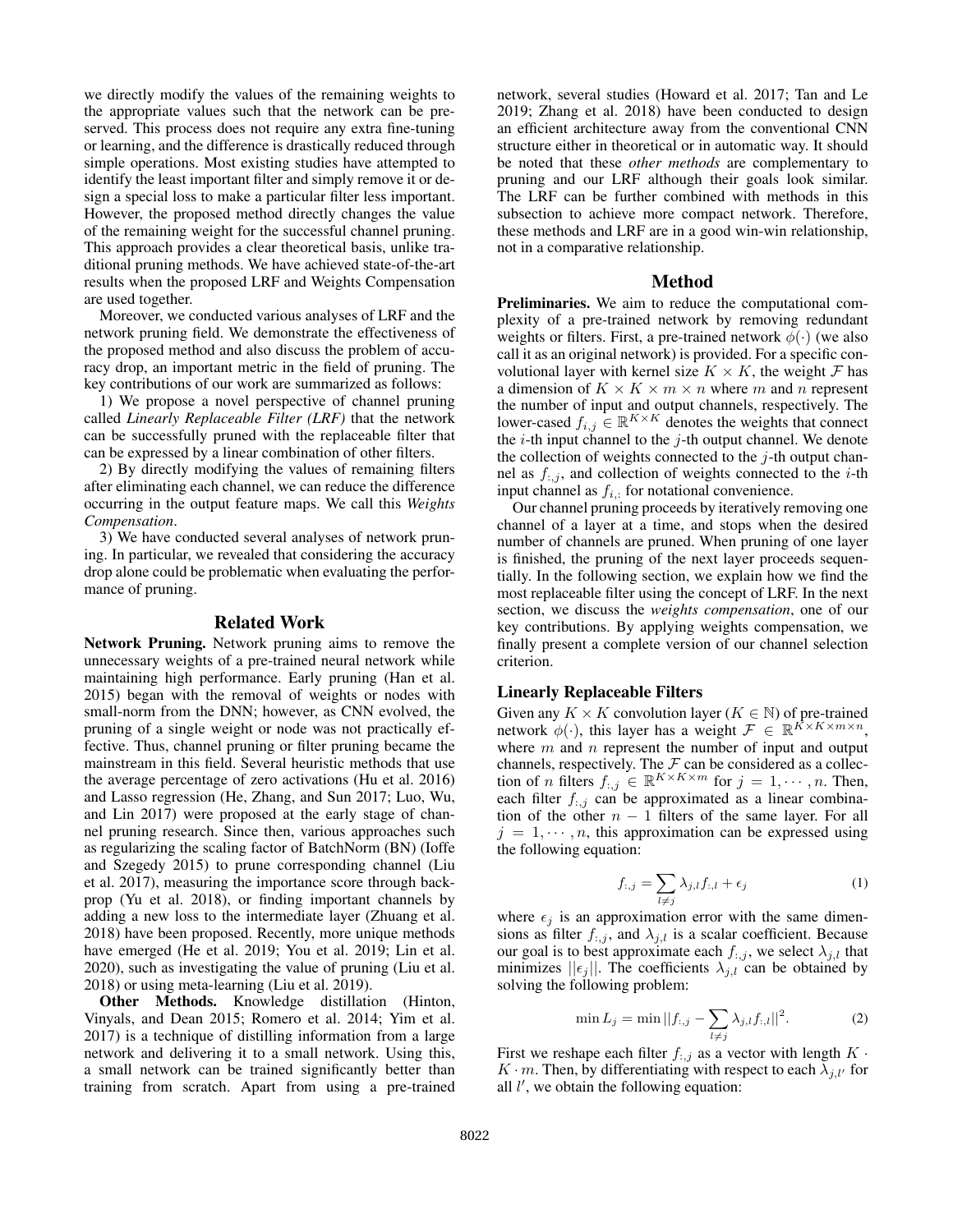we directly modify the values of the remaining weights to the appropriate values such that the network can be preserved. This process does not require any extra fine-tuning or learning, and the difference is drastically reduced through simple operations. Most existing studies have attempted to identify the least important filter and simply remove it or design a special loss to make a particular filter less important. However, the proposed method directly changes the value of the remaining weight for the successful channel pruning. This approach provides a clear theoretical basis, unlike traditional pruning methods. We have achieved state-of-the-art results when the proposed LRF and Weights Compensation are used together.

Moreover, we conducted various analyses of LRF and the network pruning field. We demonstrate the effectiveness of the proposed method and also discuss the problem of accuracy drop, an important metric in the field of pruning. The key contributions of our work are summarized as follows:

1) We propose a novel perspective of channel pruning called *Linearly Replaceable Filter (LRF)* that the network can be successfully pruned with the replaceable filter that can be expressed by a linear combination of other filters.

2) By directly modifying the values of remaining filters after eliminating each channel, we can reduce the difference occurring in the output feature maps. We call this *Weights Compensation*.

3) We have conducted several analyses of network pruning. In particular, we revealed that considering the accuracy drop alone could be problematic when evaluating the performance of pruning.

## Related Work

**Network Pruning.** Network pruning aims to remove the unnecessary weights of a pre-trained neural network while maintaining high performance. Early pruning (Han et al. 2015) began with the removal of weights or nodes with small-norm from the DNN; however, as CNN evolved, the pruning of a single weight or node was not practically effective. Thus, channel pruning or filter pruning became the mainstream in this field. Several heuristic methods that use the average percentage of zero activations (Hu et al. 2016) and Lasso regression (He, Zhang, and Sun 2017; Luo, Wu, and Lin 2017) were proposed at the early stage of channel pruning research. Since then, various approaches such as regularizing the scaling factor of BatchNorm (BN) (Ioffe and Szegedy 2015) to prune corresponding channel (Liu et al. 2017), measuring the importance score through backprop (Yu et al. 2018), or finding important channels by adding a new loss to the intermediate layer (Zhuang et al. 2018) have been proposed. Recently, more unique methods have emerged (He et al. 2019; You et al. 2019; Lin et al. 2020), such as investigating the value of pruning (Liu et al. 2018) or using meta-learning (Liu et al. 2019).

**Other Methods.** Knowledge distillation (Hinton, Vinyals, and Dean 2015; Romero et al. 2014; Yim et al. 2017) is a technique of distilling information from a large network and delivering it to a small network. Using this, a small network can be trained significantly better than training from scratch. Apart from using a pre-trained network, several studies (Howard et al. 2017; Tan and Le 2019; Zhang et al. 2018) have been conducted to design an efficient architecture away from the conventional CNN structure either in theoretical or in automatic way. It should be noted that these *other methods* are complementary to pruning and our LRF although their goals look similar. The LRF can be further combined with methods in this subsection to achieve more compact network. Therefore, these methods and LRF are in a good win-win relationship, not in a comparative relationship.

## Method

**Preliminaries.** We aim to reduce the computational complexity of a pre-trained network by removing redundant weights or filters. First, a pre-trained network $\phi(\cdot)$ (we also call it as an original network) is provided. For a specific convolutional layer with kernel size $K \times K$, the weight $\mathcal{F}$ has a dimension of $K \times K \times m \times n$ where $m$ and $n$ represent the number of input and output channels, respectively. The lower-cased $f_{i,j} \in \mathbb{R}^{K \times K}$ denotes the weights that connect the $i$-th input channel to the $j$-th output channel. We denote the collection of weights connected to the $j$-th output channel as $f_{:,j}$, and collection of weights connected to the $i$-th input channel as $f_{i,:}$ for notational convenience.

Our channel pruning proceeds by iteratively removing one channel of a layer at a time, and stops when the desired number of channels are pruned. When pruning of one layer is finished, the pruning of the next layer proceeds sequentially. In the following section, we explain how we find the most replaceable filter using the concept of LRF. In the next section, we discuss the *weights compensation*, one of our key contributions. By applying weights compensation, we finally present a complete version of our channel selection criterion.

### Linearly Replaceable Filters

Given any $K \times K$ convolution layer ($K \in \mathbb{N}$) of pre-trained network $\phi(\cdot)$, this layer has a weight $\mathcal{F} \in \mathbb{R}^{K \times K \times m \times n}$, where $m$ and $n$ represent the number of input and output channels, respectively. The $\mathcal{F}$ can be considered as a collection of $n$ filters $f_{:,j} \in \mathbb{R}^{K \times K \times m}$ for $j = 1, \cdots, n$. Then, each filter $f_{:,j}$ can be approximated as a linear combination of the other $n-1$ filters of the same layer. For all $j = 1, \cdots, n$, this approximation can be expressed using the following equation:

$$f_{:,j} = \sum_{l \neq j} \lambda_{j,l} f_{:,l} + \epsilon_j \tag{1}$$

where $\epsilon_j$ is an approximation error with the same dimensions as filter $f_{:,j}$, and $\lambda_{j,l}$ is a scalar coefficient. Because our goal is to best approximate each $f_{:,j}$, we select $\lambda_{j,l}$ that minimizes $||\epsilon_j||$. The coefficients $\lambda_{j,l}$ can be obtained by solving the following problem:

$$\min L_j = \min ||f_{:,j} - \sum_{l \neq j} \lambda_{j,l} f_{:,l}||^2. \tag{2}$$

First we reshape each filter $f_{:,j}$ as a vector with length $K \cdot K \cdot m$. Then, by differentiating with respect to each $\lambda_{j,l'}$ for all $l'$, we obtain the following equation: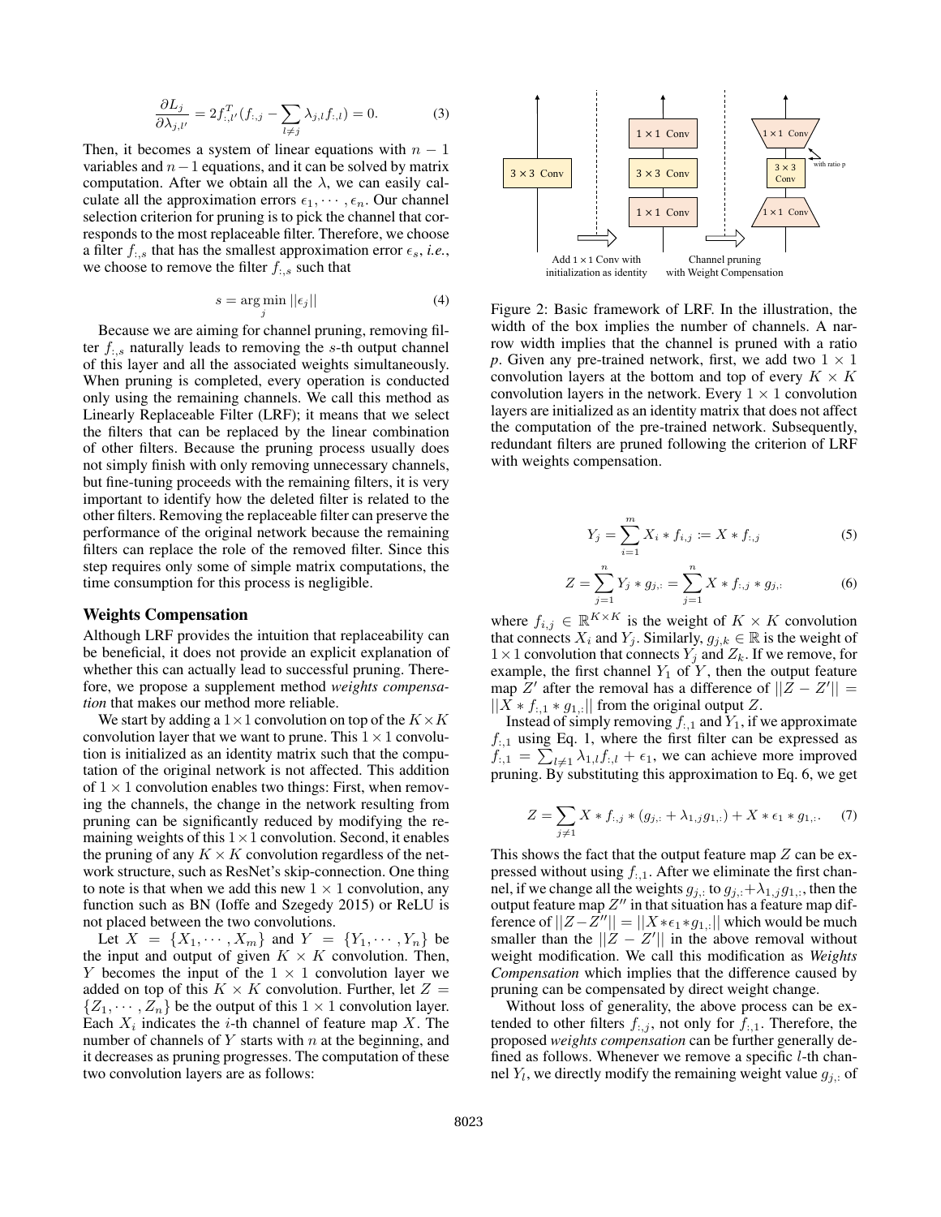$$\frac{\partial L_j}{\partial \lambda_{j,l'}} = 2f_{:,l'}^T(f_{:,j} - \sum_{l \neq j} \lambda_{j,l} f_{:,l}) = 0. \tag{3}$$

Then, it becomes a system of linear equations with $n-1$ variables and $n-1$ equations, and it can be solved by matrix computation. After we obtain all the $\lambda$, we can easily calculate all the approximation errors $\epsilon_1, \cdots, \epsilon_n$. Our channel selection criterion for pruning is to pick the channel that corresponds to the most replaceable filter. Therefore, we choose a filter $f_{:,s}$ that has the smallest approximation error $\epsilon_s$, *i.e.*, we choose to remove the filter $f_{:,s}$ such that

$$s = \arg\min_j ||\epsilon_j|| \tag{4}$$

Because we are aiming for channel pruning, removing filter $f_{:,s}$ naturally leads to removing the $s$-th output channel of this layer and all the associated weights simultaneously. When pruning is completed, every operation is conducted only using the remaining channels. We call this method as Linearly Replaceable Filter (LRF); it means that we select the filters that can be replaced by the linear combination of other filters. Because the pruning process usually does not simply finish with only removing unnecessary channels, but fine-tuning proceeds with the remaining filters, it is very important to identify how the deleted filter is related to the other filters. Removing the replaceable filter can preserve the performance of the original network because the remaining filters can replace the role of the removed filter. Since this step requires only some of simple matrix computations, the time consumption for this process is negligible.

## Weights Compensation

Although LRF provides the intuition that replaceability can be beneficial, it does not provide an explicit explanation of whether this can actually lead to successful pruning. Therefore, we propose a supplement method *weights compensation* that makes our method more reliable.

We start by adding a $1\times1$ convolution on top of the $K\times K$ convolution layer that we want to prune. This $1\times1$ convolution is initialized as an identity matrix such that the computation of the original network is not affected. This addition of $1\times1$ convolution enables two things: First, when removing the channels, the change in the network resulting from pruning can be significantly reduced by modifying the remaining weights of this $1\times1$ convolution. Second, it enables the pruning of any $K\times K$ convolution regardless of the network structure, such as ResNet's skip-connection. One thing to note is that when we add this new $1\times1$ convolution, any function such as BN (Ioffe and Szegedy 2015) or ReLU is not placed between the two convolutions.

Let $X = \{X_1, \cdots, X_m\}$ and $Y = \{Y_1, \cdots, Y_n\}$ be the input and output of given $K\times K$ convolution. Then, $Y$ becomes the input of the $1\times1$ convolution layer we added on top of this $K\times K$ convolution. Further, let $Z = \{Z_1, \cdots, Z_n\}$ be the output of this $1\times1$ convolution layer. Each $X_i$ indicates the $i$-th channel of feature map $X$. The number of channels of $Y$ starts with $n$ at the beginning, and it decreases as pruning progresses. The computation of these two convolution layers are as follows:

Figure 2: Basic framework of LRF. In the illustration, the width of the box implies the number of channels. A narrow width implies that the channel is pruned with a ratio *p*. Given any pre-trained network, first, we add two $1\times1$ convolution layers at the bottom and top of every $K\times K$ convolution layers in the network. Every $1\times1$ convolution layers are initialized as an identity matrix that does not affect the computation of the pre-trained network. Subsequently, redundant filters are pruned following the criterion of LRF with weights compensation.

$$Y_j = \sum_{i=1}^{m} X_i * f_{i,j} := X * f_{:,j} \tag{5}$$

$$Z = \sum_{j=1}^{n} Y_j * g_{j,:} = \sum_{j=1}^{n} X * f_{:,j} * g_{j,:} \tag{6}$$

where $f_{i,j} \in \mathbb{R}^{K\times K}$ is the weight of $K\times K$ convolution that connects $X_i$ and $Y_j$. Similarly, $g_{j,k} \in \mathbb{R}$ is the weight of $1\times1$ convolution that connects $Y_j$ and $Z_k$. If we remove, for example, the first channel $Y_1$ of $Y$, then the output feature map $Z'$ after the removal has a difference of $||Z - Z'|| = ||X * f_{:,1} * g_{1,:}||$ from the original output $Z$.

Instead of simply removing $f_{:,1}$ and $Y_1$, if we approximate $f_{:,1}$ using Eq. 1, where the first filter can be expressed as $f_{:,1} = \sum_{l\neq1} \lambda_{1,l} f_{:,l} + \epsilon_1$, we can achieve more improved pruning. By substituting this approximation to Eq. 6, we get

$$Z = \sum_{j\neq1} X * f_{:,j} * (g_{j,:} + \lambda_{1,j} g_{1,:}) + X * \epsilon_1 * g_{1,:}. \tag{7}$$

This shows the fact that the output feature map $Z$ can be expressed without using $f_{:,1}$. After we eliminate the first channel, if we change all the weights $g_{j,:}$ to $g_{j,:}+\lambda_{1,j} g_{1,:}$, then the output feature map $Z''$ in that situation has a feature map difference of $||Z-Z''|| = ||X*\epsilon_1*g_{1,:}||$ which would be much smaller than the $||Z - Z'||$ in the above removal without weight modification. We call this modification as *Weights Compensation* which implies that the difference caused by pruning can be compensated by direct weight change.

Without loss of generality, the above process can be extended to other filters $f_{:,j}$, not only for $f_{:,1}$. Therefore, the proposed *weights compensation* can be further generally defined as follows. Whenever we remove a specific $l$-th channel $Y_l$, we directly modify the remaining weight value $g_{j,:}$ of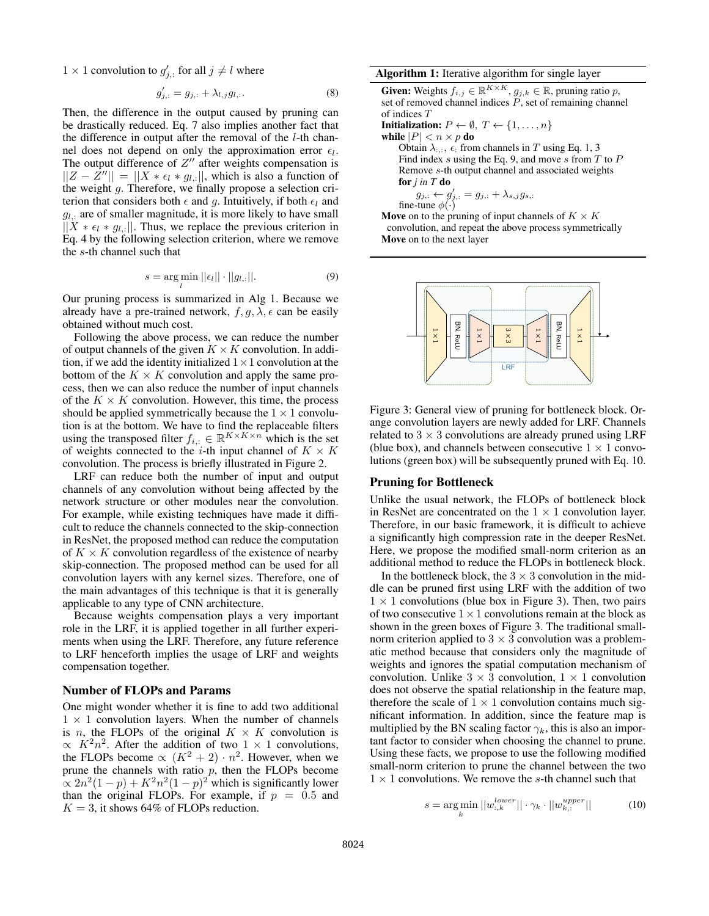$1 \times 1$ convolution to $g'_{j,:}$ for all $j \neq l$ where

$$g'_{j,:} = g_{j,:} + \lambda_{l,j} g_{l,:}. \tag{8}$$

Then, the difference in the output caused by pruning can be drastically reduced. Eq. 7 also implies another fact that the difference in output after the removal of the $l$-th channel does not depend on only the approximation error $\epsilon_l$. The output difference of $Z''$ after weights compensation is $||Z - Z''|| = ||X * \epsilon_l * g_{l,:}||$, which is also a function of the weight $g$. Therefore, we finally propose a selection criterion that considers both $\epsilon$ and $g$. Intuitively, if both $\epsilon_l$ and $g_{l,:}$ are of smaller magnitude, it is more likely to have small $||X * \epsilon_l * g_{l,:}||$. Thus, we replace the previous criterion in Eq. 4 by the following selection criterion, where we remove the $s$-th channel such that

$$s = \arg\min_{l} ||\epsilon_l|| \cdot ||g_{l,:}||. \tag{9}$$

Our pruning process is summarized in Alg 1. Because we already have a pre-trained network, $f, g, \lambda, \epsilon$ can be easily obtained without much cost.

Following the above process, we can reduce the number of output channels of the given $K \times K$ convolution. In addition, if we add the identity initialized $1 \times 1$ convolution at the bottom of the $K \times K$ convolution and apply the same process, then we can also reduce the number of input channels of the $K \times K$ convolution. However, this time, the process should be applied symmetrically because the $1 \times 1$ convolution is at the bottom. We have to find the replaceable filters using the transposed filter $f_{i,:} \in \mathbb{R}^{K \times K \times n}$ which is the set of weights connected to the $i$-th input channel of $K \times K$ convolution. The process is briefly illustrated in Figure 2.

LRF can reduce both the number of input and output channels of any convolution without being affected by the network structure or other modules near the convolution. For example, while existing techniques have made it difficult to reduce the channels connected to the skip-connection in ResNet, the proposed method can reduce the computation of $K \times K$ convolution regardless of the existence of nearby skip-connection. The proposed method can be used for all convolution layers with any kernel sizes. Therefore, one of the main advantages of this technique is that it is generally applicable to any type of CNN architecture.

Because weights compensation plays a very important role in the LRF, it is applied together in all further experiments when using the LRF. Therefore, any future reference to LRF henceforth implies the usage of LRF and weights compensation together.

## Number of FLOPs and Params

One might wonder whether it is fine to add two additional $1 \times 1$ convolution layers. When the number of channels is $n$, the FLOPs of the original $K \times K$ convolution is $\propto K^2 n^2$. After the addition of two $1 \times 1$ convolutions, the FLOPs become $\propto (K^2 + 2) \cdot n^2$. However, when we prune the channels with ratio $p$, then the FLOPs become $\propto 2n^2(1-p) + K^2 n^2 (1-p)^2$ which is significantly lower than the original FLOPs. For example, if $p = 0.5$ and $K = 3$, it shows 64% of FLOPs reduction.

**Algorithm 1:** Iterative algorithm for single layer

**Given:** Weights $f_{i,j} \in \mathbb{R}^{K \times K}$, $g_{j,k} \in \mathbb{R}$, pruning ratio $p$, set of removed channel indices $P$, set of remaining channel of indices $T$
**Initialization:** $P \leftarrow \emptyset$, $T \leftarrow \{1, \ldots, n\}$
**while** $|P| < n \times p$ **do**
  Obtain $\lambda_{:,:}$, $\epsilon_:$ from channels in $T$ using Eq. 1, 3
  Find index $s$ using the Eq. 9, and move $s$ from $T$ to $P$
  Remove $s$-th output channel and associated weights
  **for** *j in T* **do**
    $g_{j,:} \leftarrow g'_{j,:} = g_{j,:} + \lambda_{s,j} g_{s,:}$
  fine-tune $\phi(\cdot)$
**Move** on to the pruning of input channels of $K \times K$ convolution, and repeat the above process symmetrically
**Move** on to the next layer

Figure 3: General view of pruning for bottleneck block. Orange convolution layers are newly added for LRF. Channels related to $3 \times 3$ convolutions are already pruned using LRF (blue box), and channels between consecutive $1 \times 1$ convolutions (green box) will be subsequently pruned with Eq. 10.

## Pruning for Bottleneck

Unlike the usual network, the FLOPs of bottleneck block in ResNet are concentrated on the $1 \times 1$ convolution layer. Therefore, in our basic framework, it is difficult to achieve a significantly high compression rate in the deeper ResNet. Here, we propose the modified small-norm criterion as an additional method to reduce the FLOPs in bottleneck block.

In the bottleneck block, the $3 \times 3$ convolution in the middle can be pruned first using LRF with the addition of two $1 \times 1$ convolutions (blue box in Figure 3). Then, two pairs of two consecutive $1 \times 1$ convolutions remain at the block as shown in the green boxes of Figure 3. The traditional small-norm criterion applied to $3 \times 3$ convolution was a problematic method because that considers only the magnitude of weights and ignores the spatial computation mechanism of convolution. Unlike $3 \times 3$ convolution, $1 \times 1$ convolution does not observe the spatial relationship in the feature map, therefore the scale of $1 \times 1$ convolution contains much significant information. In addition, since the feature map is multiplied by the BN scaling factor $\gamma_k$, this is also an important factor to consider when choosing the channel to prune. Using these facts, we propose to use the following modified small-norm criterion to prune the channel between the two $1 \times 1$ convolutions. We remove the $s$-th channel such that

$$s = \arg\min_{k} ||w^{lower}_{:,k}|| \cdot \gamma_k \cdot ||w^{upper}_{k,:}|| \tag{10}$$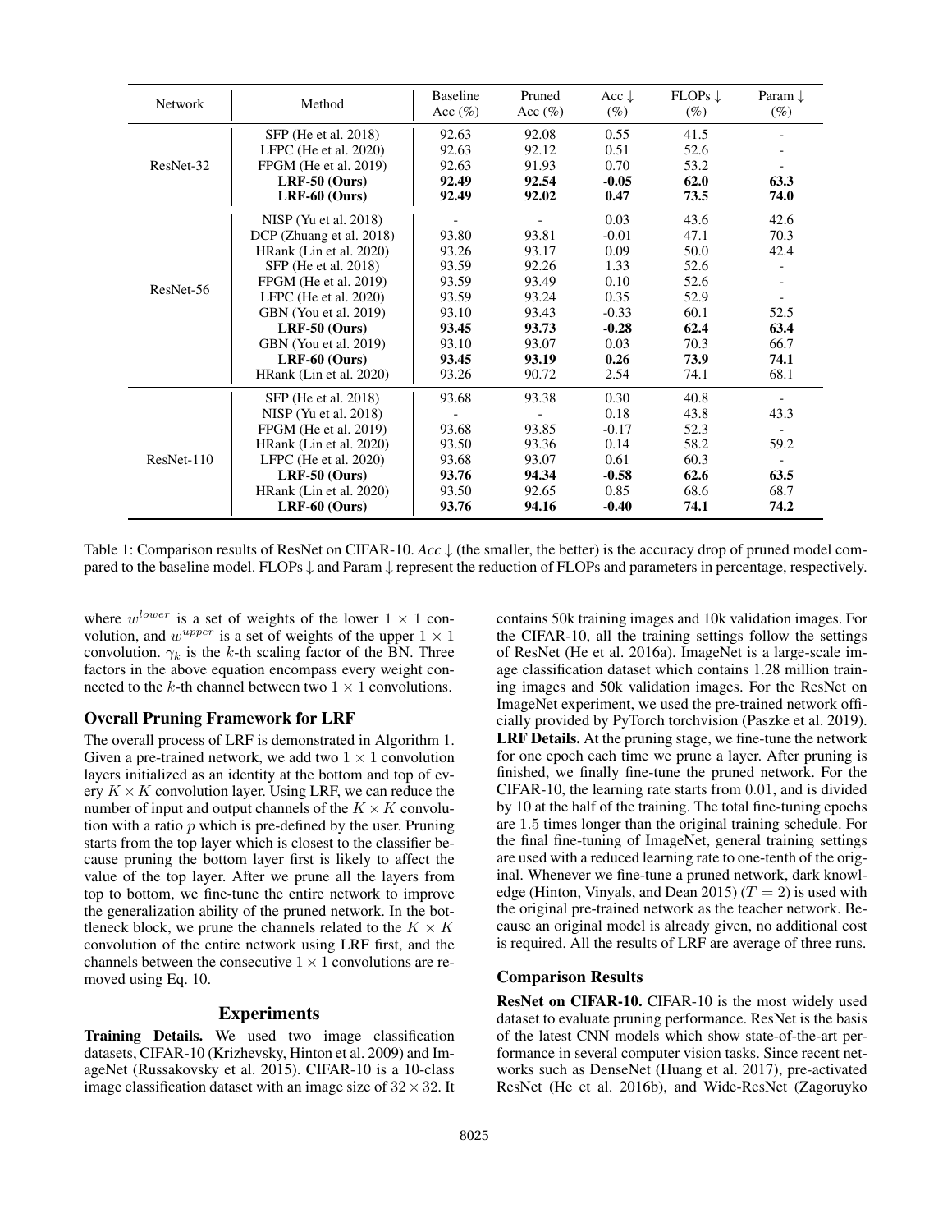| Network | Method | Baseline Acc (%) | Pruned Acc (%) | Acc ↓ (%) | FLOPs ↓ (%) | Param ↓ (%) |
|---|---|---|---|---|---|---|
| ResNet-32 | SFP (He et al. 2018) | 92.63 | 92.08 | 0.55 | 41.5 | - |
| | LFPC (He et al. 2020) | 92.63 | 92.12 | 0.51 | 52.6 | - |
| | FPGM (He et al. 2019) | 92.63 | 91.93 | 0.70 | 53.2 | - |
| | **LRF-50 (Ours)** | **92.49** | **92.54** | **-0.05** | **62.0** | **63.3** |
| | **LRF-60 (Ours)** | **92.49** | **92.02** | **0.47** | **73.5** | **74.0** |
| ResNet-56 | NISP (Yu et al. 2018) | - | - | 0.03 | 43.6 | 42.6 |
| | DCP (Zhuang et al. 2018) | 93.80 | 93.81 | -0.01 | 47.1 | 70.3 |
| | HRank (Lin et al. 2020) | 93.26 | 93.17 | 0.09 | 50.0 | 42.4 |
| | SFP (He et al. 2018) | 93.59 | 92.26 | 1.33 | 52.6 | - |
| | FPGM (He et al. 2019) | 93.59 | 93.49 | 0.10 | 52.6 | - |
| | LFPC (He et al. 2020) | 93.59 | 93.24 | 0.35 | 52.9 | - |
| | GBN (You et al. 2019) | 93.10 | 93.43 | -0.33 | 60.1 | 52.5 |
| | **LRF-50 (Ours)** | **93.45** | **93.73** | **-0.28** | **62.4** | **63.4** |
| | GBN (You et al. 2019) | 93.10 | 93.07 | 0.03 | 70.3 | 66.7 |
| | **LRF-60 (Ours)** | **93.45** | **93.19** | **0.26** | **73.9** | **74.1** |
| | HRank (Lin et al. 2020) | 93.26 | 90.72 | 2.54 | 74.1 | 68.1 |
| ResNet-110 | SFP (He et al. 2018) | 93.68 | 93.38 | 0.30 | 40.8 | - |
| | NISP (Yu et al. 2018) | - | - | 0.18 | 43.8 | 43.3 |
| | FPGM (He et al. 2019) | 93.68 | 93.85 | -0.17 | 52.3 | - |
| | HRank (Lin et al. 2020) | 93.50 | 93.36 | 0.14 | 58.2 | 59.2 |
| | LFPC (He et al. 2020) | 93.68 | 93.07 | 0.61 | 60.3 | - |
| | **LRF-50 (Ours)** | **93.76** | **94.34** | **-0.58** | **62.6** | **63.5** |
| | HRank (Lin et al. 2020) | 93.50 | 92.65 | 0.85 | 68.6 | 68.7 |
| | **LRF-60 (Ours)** | **93.76** | **94.16** | **-0.40** | **74.1** | **74.2** |

Table 1: Comparison results of ResNet on CIFAR-10. *Acc* ↓ (the smaller, the better) is the accuracy drop of pruned model compared to the baseline model. FLOPs ↓ and Param ↓ represent the reduction of FLOPs and parameters in percentage, respectively.

where $w^{lower}$ is a set of weights of the lower $1 \times 1$ convolution, and $w^{upper}$ is a set of weights of the upper $1 \times 1$ convolution. $\gamma_k$ is the $k$-th scaling factor of the BN. Three factors in the above equation encompass every weight connected to the $k$-th channel between two $1 \times 1$ convolutions.

### Overall Pruning Framework for LRF

The overall process of LRF is demonstrated in Algorithm 1. Given a pre-trained network, we add two $1 \times 1$ convolution layers initialized as an identity at the bottom and top of every $K \times K$ convolution layer. Using LRF, we can reduce the number of input and output channels of the $K \times K$ convolution with a ratio $p$ which is pre-defined by the user. Pruning starts from the top layer which is closest to the classifier because pruning the bottom layer first is likely to affect the value of the top layer. After we prune all the layers from top to bottom, we fine-tune the entire network to improve the generalization ability of the pruned network. In the bottleneck block, we prune the channels related to the $K \times K$ convolution of the entire network using LRF first, and the channels between the consecutive $1 \times 1$ convolutions are removed using Eq. 10.

## Experiments

**Training Details.** We used two image classification datasets, CIFAR-10 (Krizhevsky, Hinton et al. 2009) and ImageNet (Russakovsky et al. 2015). CIFAR-10 is a 10-class image classification dataset with an image size of $32 \times 32$. It contains 50k training images and 10k validation images. For the CIFAR-10, all the training settings follow the settings of ResNet (He et al. 2016a). ImageNet is a large-scale image classification dataset which contains 1.28 million training images and 50k validation images. For the ResNet on ImageNet experiment, we used the pre-trained network officially provided by PyTorch torchvision (Paszke et al. 2019).

**LRF Details.** At the pruning stage, we fine-tune the network for one epoch each time we prune a layer. After pruning is finished, we finally fine-tune the pruned network. For the CIFAR-10, the learning rate starts from $0.01$, and is divided by 10 at the half of the training. The total fine-tuning epochs are $1.5$ times longer than the original training schedule. For the final fine-tuning of ImageNet, general training settings are used with a reduced learning rate to one-tenth of the original. Whenever we fine-tune a pruned network, dark knowledge (Hinton, Vinyals, and Dean 2015) ($T = 2$) is used with the original pre-trained network as the teacher network. Because an original model is already given, no additional cost is required. All the results of LRF are average of three runs.

### Comparison Results

**ResNet on CIFAR-10.** CIFAR-10 is the most widely used dataset to evaluate pruning performance. ResNet is the basis of the latest CNN models which show state-of-the-art performance in several computer vision tasks. Since recent networks such as DenseNet (Huang et al. 2017), pre-activated ResNet (He et al. 2016b), and Wide-ResNet (Zagoruyko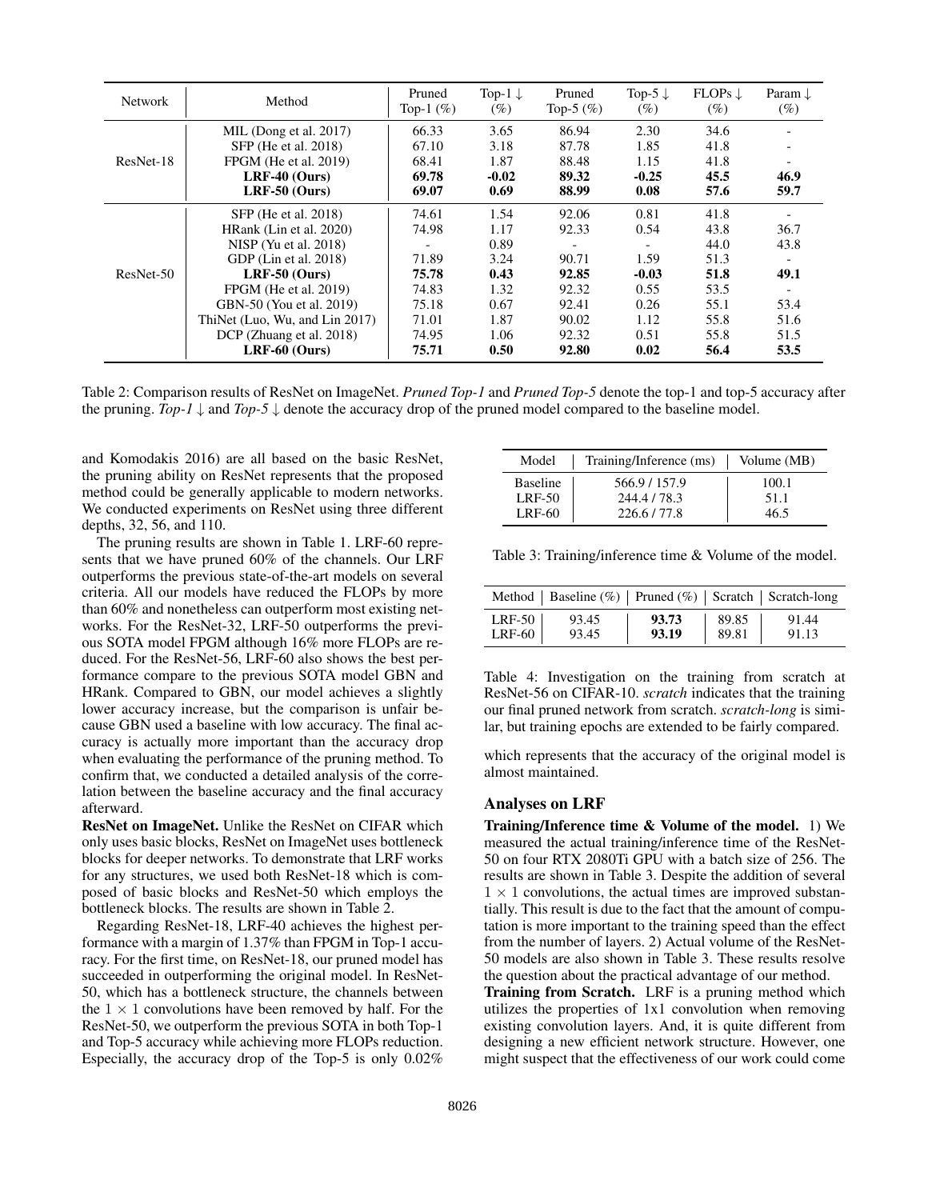| Network | Method | Pruned Top-1 (%) | Top-1 ↓ (%) | Pruned Top-5 (%) | Top-5 ↓ (%) | FLOPs ↓ (%) | Param ↓ (%) |
|---|---|---|---|---|---|---|---|
| ResNet-18 | MIL (Dong et al. 2017) | 66.33 | 3.65 | 86.94 | 2.30 | 34.6 | - |
| | SFP (He et al. 2018) | 67.10 | 3.18 | 87.78 | 1.85 | 41.8 | - |
| | FPGM (He et al. 2019) | 68.41 | 1.87 | 88.48 | 1.15 | 41.8 | - |
| | **LRF-40 (Ours)** | **69.78** | **-0.02** | **89.32** | **-0.25** | **45.5** | **46.9** |
| | **LRF-50 (Ours)** | **69.07** | **0.69** | **88.99** | **0.08** | **57.6** | **59.7** |
| ResNet-50 | SFP (He et al. 2018) | 74.61 | 1.54 | 92.06 | 0.81 | 41.8 | - |
| | HRank (Lin et al. 2020) | 74.98 | 1.17 | 92.33 | 0.54 | 43.8 | 36.7 |
| | NISP (Yu et al. 2018) | - | 0.89 | - | - | 44.0 | 43.8 |
| | GDP (Lin et al. 2018) | 71.89 | 3.24 | 90.71 | 1.59 | 51.3 | - |
| | **LRF-50 (Ours)** | **75.78** | **0.43** | **92.85** | **-0.03** | **51.8** | **49.1** |
| | FPGM (He et al. 2019) | 74.83 | 1.32 | 92.32 | 0.55 | 53.5 | - |
| | GBN-50 (You et al. 2019) | 75.18 | 0.67 | 92.41 | 0.26 | 55.1 | 53.4 |
| | ThiNet (Luo, Wu, and Lin 2017) | 71.01 | 1.87 | 90.02 | 1.12 | 55.8 | 51.6 |
| | DCP (Zhuang et al. 2018) | 74.95 | 1.06 | 92.32 | 0.51 | 55.8 | 51.5 |
| | **LRF-60 (Ours)** | **75.71** | **0.50** | **92.80** | **0.02** | **56.4** | **53.5** |

Table 2: Comparison results of ResNet on ImageNet. *Pruned Top-1* and *Pruned Top-5* denote the top-1 and top-5 accuracy after the pruning. *Top-1* ↓ and *Top-5* ↓ denote the accuracy drop of the pruned model compared to the baseline model.

and Komodakis 2016) are all based on the basic ResNet, the pruning ability on ResNet represents that the proposed method could be generally applicable to modern networks. We conducted experiments on ResNet using three different depths, 32, 56, and 110.

The pruning results are shown in Table 1. LRF-60 represents that we have pruned 60% of the channels. Our LRF outperforms the previous state-of-the-art models on several criteria. All our models have reduced the FLOPs by more than 60% and nonetheless can outperform most existing networks. For the ResNet-32, LRF-50 outperforms the previous SOTA model FPGM although 16% more FLOPs are reduced. For the ResNet-56, LRF-60 also shows the best performance compare to the previous SOTA model GBN and HRank. Compared to GBN, our model achieves a slightly lower accuracy increase, but the comparison is unfair because GBN used a baseline with low accuracy. The final accuracy is actually more important than the accuracy drop when evaluating the performance of the pruning method. To confirm that, we conducted a detailed analysis of the correlation between the baseline accuracy and the final accuracy afterward.

**ResNet on ImageNet.** Unlike the ResNet on CIFAR which only uses basic blocks, ResNet on ImageNet uses bottleneck blocks for deeper networks. To demonstrate that LRF works for any structures, we used both ResNet-18 which is composed of basic blocks and ResNet-50 which employs the bottleneck blocks. The results are shown in Table 2.

Regarding ResNet-18, LRF-40 achieves the highest performance with a margin of 1.37% than FPGM in Top-1 accuracy. For the first time, on ResNet-18, our pruned model has succeeded in outperforming the original model. In ResNet-50, which has a bottleneck structure, the channels between the $1 \times 1$ convolutions have been removed by half. For the ResNet-50, we outperform the previous SOTA in both Top-1 and Top-5 accuracy while achieving more FLOPs reduction. Especially, the accuracy drop of the Top-5 is only 0.02% which represents that the accuracy of the original model is almost maintained.

| Model | Training/Inference (ms) | Volume (MB) |
|---|---|---|
| Baseline | 566.9 / 157.9 | 100.1 |
| LRF-50 | 244.4 / 78.3 | 51.1 |
| LRF-60 | 226.6 / 77.8 | 46.5 |

Table 3: Training/inference time & Volume of the model.

| Method | Baseline (%) | Pruned (%) | Scratch | Scratch-long |
|---|---|---|---|---|
| LRF-50 | 93.45 | **93.73** | 89.85 | 91.44 |
| LRF-60 | 93.45 | **93.19** | 89.81 | 91.13 |

Table 4: Investigation on the training from scratch at ResNet-56 on CIFAR-10. *scratch* indicates that the training our final pruned network from scratch. *scratch-long* is similar, but training epochs are extended to be fairly compared.

## Analyses on LRF

**Training/Inference time & Volume of the model.** 1) We measured the actual training/inference time of the ResNet-50 on four RTX 2080Ti GPU with a batch size of 256. The results are shown in Table 3. Despite the addition of several $1 \times 1$ convolutions, the actual times are improved substantially. This result is due to the fact that the amount of computation is more important to the training speed than the effect from the number of layers. 2) Actual volume of the ResNet-50 models are also shown in Table 3. These results resolve the question about the practical advantage of our method.

**Training from Scratch.** LRF is a pruning method which utilizes the properties of 1x1 convolution when removing existing convolution layers. And, it is quite different from designing a new efficient network structure. However, one might suspect that the effectiveness of our work could come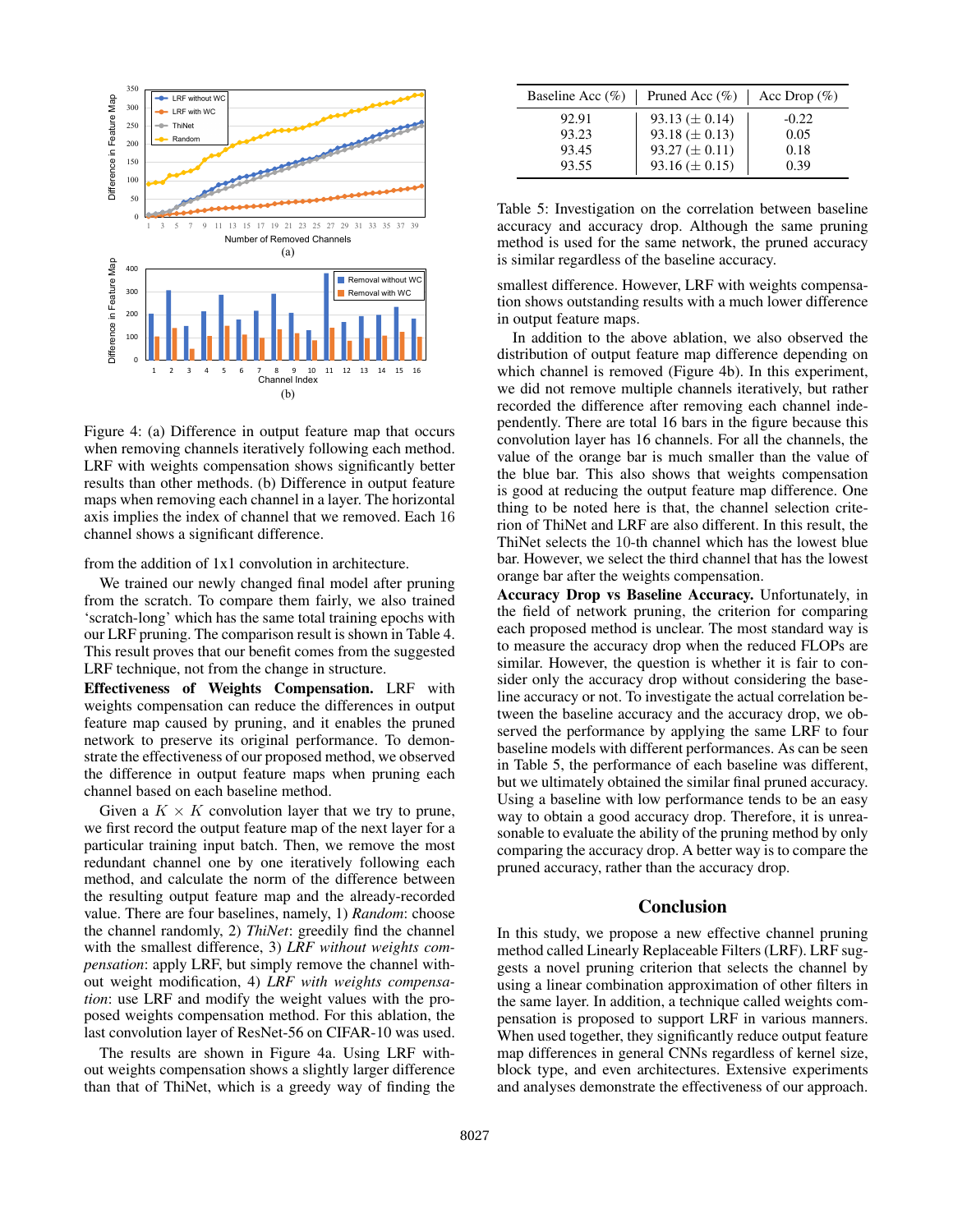Figure 4: (a) Difference in output feature map that occurs when removing channels iteratively following each method. LRF with weights compensation shows significantly better results than other methods. (b) Difference in output feature maps when removing each channel in a layer. The horizontal axis implies the index of channel that we removed. Each 16 channel shows a significant difference.

from the addition of 1x1 convolution in architecture.

We trained our newly changed final model after pruning from the scratch. To compare them fairly, we also trained 'scratch-long' which has the same total training epochs with our LRF pruning. The comparison result is shown in Table 4. This result proves that our benefit comes from the suggested LRF technique, not from the change in structure.

**Effectiveness of Weights Compensation.** LRF with weights compensation can reduce the differences in output feature map caused by pruning, and it enables the pruned network to preserve its original performance. To demonstrate the effectiveness of our proposed method, we observed the difference in output feature maps when pruning each channel based on each baseline method.

Given a $K \times K$ convolution layer that we try to prune, we first record the output feature map of the next layer for a particular training input batch. Then, we remove the most redundant channel one by one iteratively following each method, and calculate the norm of the difference between the resulting output feature map and the already-recorded value. There are four baselines, namely, 1) *Random*: choose the channel randomly, 2) *ThiNet*: greedily find the channel with the smallest difference, 3) *LRF without weights compensation*: apply LRF, but simply remove the channel without weight modification, 4) *LRF with weights compensation*: use LRF and modify the weight values with the proposed weights compensation method. For this ablation, the last convolution layer of ResNet-56 on CIFAR-10 was used.

The results are shown in Figure 4a. Using LRF without weights compensation shows a slightly larger difference than that of ThiNet, which is a greedy way of finding the smallest difference. However, LRF with weights compensation shows outstanding results with a much lower difference in output feature maps.

In addition to the above ablation, we also observed the distribution of output feature map difference depending on which channel is removed (Figure 4b). In this experiment, we did not remove multiple channels iteratively, but rather recorded the difference after removing each channel independently. There are total 16 bars in the figure because this convolution layer has 16 channels. For all the channels, the value of the orange bar is much smaller than the value of the blue bar. This also shows that weights compensation is good at reducing the output feature map difference. One thing to be noted here is that, the channel selection criterion of ThiNet and LRF are also different. In this result, the ThiNet selects the 10-th channel which has the lowest blue bar. However, we select the third channel that has the lowest orange bar after the weights compensation.

| Baseline Acc (%) | Pruned Acc (%) | Acc Drop (%) |
|---|---|---|
| 92.91 | 93.13 ($\pm$ 0.14) | -0.22 |
| 93.23 | 93.18 ($\pm$ 0.13) | 0.05 |
| 93.45 | 93.27 ($\pm$ 0.11) | 0.18 |
| 93.55 | 93.16 ($\pm$ 0.15) | 0.39 |

Table 5: Investigation on the correlation between baseline accuracy and accuracy drop. Although the same pruning method is used for the same network, the pruned accuracy is similar regardless of the baseline accuracy.

**Accuracy Drop vs Baseline Accuracy.** Unfortunately, in the field of network pruning, the criterion for comparing each proposed method is unclear. The most standard way is to measure the accuracy drop when the reduced FLOPs are similar. However, the question is whether it is fair to consider only the accuracy drop without considering the baseline accuracy or not. To investigate the actual correlation between the baseline accuracy and the accuracy drop, we observed the performance by applying the same LRF to four baseline models with different performances. As can be seen in Table 5, the performance of each baseline was different, but we ultimately obtained the similar final pruned accuracy. Using a baseline with low performance tends to be an easy way to obtain a good accuracy drop. Therefore, it is unreasonable to evaluate the ability of the pruning method by only comparing the accuracy drop. A better way is to compare the pruned accuracy, rather than the accuracy drop.

## Conclusion

In this study, we propose a new effective channel pruning method called Linearly Replaceable Filters (LRF). LRF suggests a novel pruning criterion that selects the channel by using a linear combination approximation of other filters in the same layer. In addition, a technique called weights compensation is proposed to support LRF in various manners. When used together, they significantly reduce output feature map differences in general CNNs regardless of kernel size, block type, and even architectures. Extensive experiments and analyses demonstrate the effectiveness of our approach.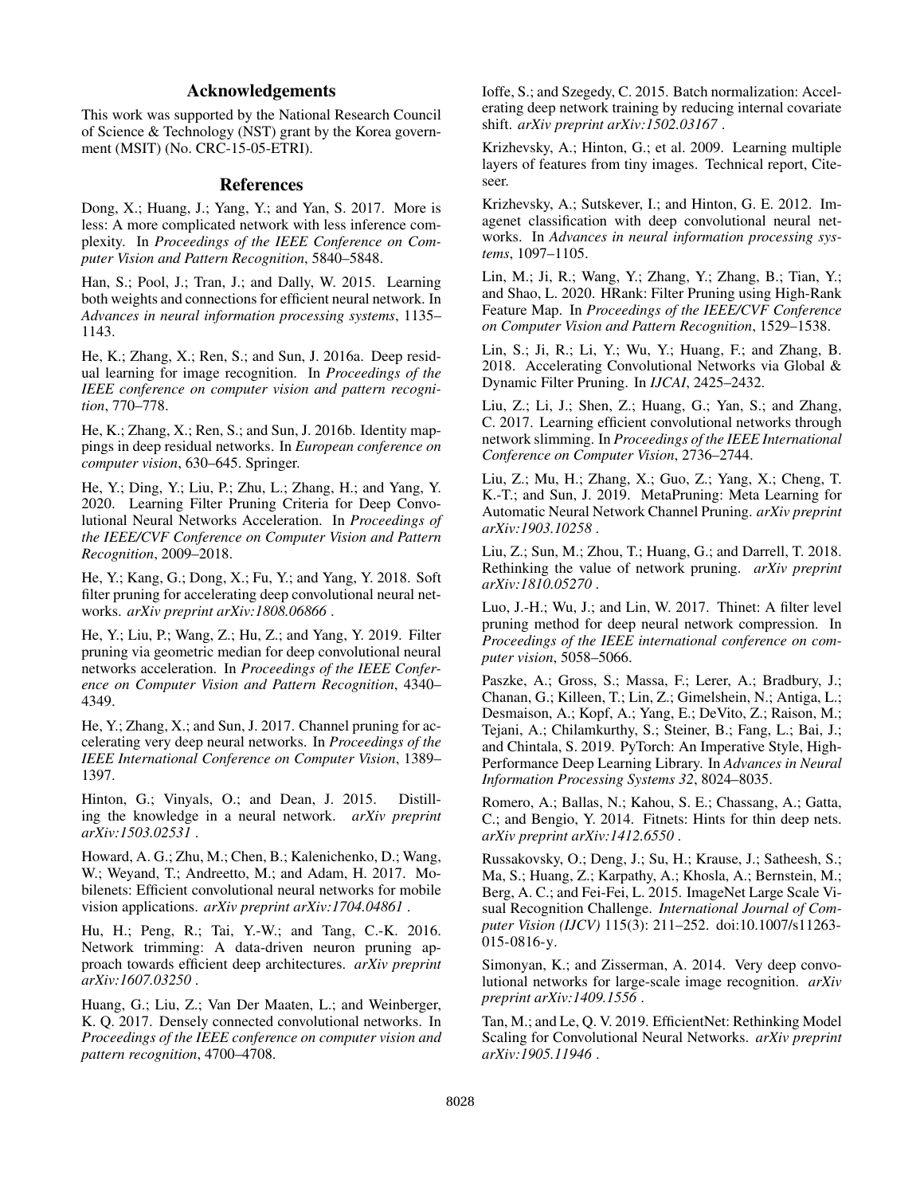## Acknowledgements

This work was supported by the National Research Council of Science & Technology (NST) grant by the Korea government (MSIT) (No. CRC-15-05-ETRI).

## References

Dong, X.; Huang, J.; Yang, Y.; and Yan, S. 2017. More is less: A more complicated network with less inference complexity. In *Proceedings of the IEEE Conference on Computer Vision and Pattern Recognition*, 5840–5848.

Han, S.; Pool, J.; Tran, J.; and Dally, W. 2015. Learning both weights and connections for efficient neural network. In *Advances in neural information processing systems*, 1135–1143.

He, K.; Zhang, X.; Ren, S.; and Sun, J. 2016a. Deep residual learning for image recognition. In *Proceedings of the IEEE conference on computer vision and pattern recognition*, 770–778.

He, K.; Zhang, X.; Ren, S.; and Sun, J. 2016b. Identity mappings in deep residual networks. In *European conference on computer vision*, 630–645. Springer.

He, Y.; Ding, Y.; Liu, P.; Zhu, L.; Zhang, H.; and Yang, Y. 2020. Learning Filter Pruning Criteria for Deep Convolutional Neural Networks Acceleration. In *Proceedings of the IEEE/CVF Conference on Computer Vision and Pattern Recognition*, 2009–2018.

He, Y.; Kang, G.; Dong, X.; Fu, Y.; and Yang, Y. 2018. Soft filter pruning for accelerating deep convolutional neural networks. *arXiv preprint arXiv:1808.06866* .

He, Y.; Liu, P.; Wang, Z.; Hu, Z.; and Yang, Y. 2019. Filter pruning via geometric median for deep convolutional neural networks acceleration. In *Proceedings of the IEEE Conference on Computer Vision and Pattern Recognition*, 4340–4349.

He, Y.; Zhang, X.; and Sun, J. 2017. Channel pruning for accelerating very deep neural networks. In *Proceedings of the IEEE International Conference on Computer Vision*, 1389–1397.

Hinton, G.; Vinyals, O.; and Dean, J. 2015. Distilling the knowledge in a neural network. *arXiv preprint arXiv:1503.02531* .

Howard, A. G.; Zhu, M.; Chen, B.; Kalenichenko, D.; Wang, W.; Weyand, T.; Andreetto, M.; and Adam, H. 2017. Mobilenets: Efficient convolutional neural networks for mobile vision applications. *arXiv preprint arXiv:1704.04861* .

Hu, H.; Peng, R.; Tai, Y.-W.; and Tang, C.-K. 2016. Network trimming: A data-driven neuron pruning approach towards efficient deep architectures. *arXiv preprint arXiv:1607.03250* .

Huang, G.; Liu, Z.; Van Der Maaten, L.; and Weinberger, K. Q. 2017. Densely connected convolutional networks. In *Proceedings of the IEEE conference on computer vision and pattern recognition*, 4700–4708.

Ioffe, S.; and Szegedy, C. 2015. Batch normalization: Accelerating deep network training by reducing internal covariate shift. *arXiv preprint arXiv:1502.03167* .

Krizhevsky, A.; Hinton, G.; et al. 2009. Learning multiple layers of features from tiny images. Technical report, Citeseer.

Krizhevsky, A.; Sutskever, I.; and Hinton, G. E. 2012. Imagenet classification with deep convolutional neural networks. In *Advances in neural information processing systems*, 1097–1105.

Lin, M.; Ji, R.; Wang, Y.; Zhang, Y.; Zhang, B.; Tian, Y.; and Shao, L. 2020. HRank: Filter Pruning using High-Rank Feature Map. In *Proceedings of the IEEE/CVF Conference on Computer Vision and Pattern Recognition*, 1529–1538.

Lin, S.; Ji, R.; Li, Y.; Wu, Y.; Huang, F.; and Zhang, B. 2018. Accelerating Convolutional Networks via Global & Dynamic Filter Pruning. In *IJCAI*, 2425–2432.

Liu, Z.; Li, J.; Shen, Z.; Huang, G.; Yan, S.; and Zhang, C. 2017. Learning efficient convolutional networks through network slimming. In *Proceedings of the IEEE International Conference on Computer Vision*, 2736–2744.

Liu, Z.; Mu, H.; Zhang, X.; Guo, Z.; Yang, X.; Cheng, T. K.-T.; and Sun, J. 2019. MetaPruning: Meta Learning for Automatic Neural Network Channel Pruning. *arXiv preprint arXiv:1903.10258* .

Liu, Z.; Sun, M.; Zhou, T.; Huang, G.; and Darrell, T. 2018. Rethinking the value of network pruning. *arXiv preprint arXiv:1810.05270* .

Luo, J.-H.; Wu, J.; and Lin, W. 2017. Thinet: A filter level pruning method for deep neural network compression. In *Proceedings of the IEEE international conference on computer vision*, 5058–5066.

Paszke, A.; Gross, S.; Massa, F.; Lerer, A.; Bradbury, J.; Chanan, G.; Killeen, T.; Lin, Z.; Gimelshein, N.; Antiga, L.; Desmaison, A.; Kopf, A.; Yang, E.; DeVito, Z.; Raison, M.; Tejani, A.; Chilamkurthy, S.; Steiner, B.; Fang, L.; Bai, J.; and Chintala, S. 2019. PyTorch: An Imperative Style, High-Performance Deep Learning Library. In *Advances in Neural Information Processing Systems 32*, 8024–8035.

Romero, A.; Ballas, N.; Kahou, S. E.; Chassang, A.; Gatta, C.; and Bengio, Y. 2014. Fitnets: Hints for thin deep nets. *arXiv preprint arXiv:1412.6550* .

Russakovsky, O.; Deng, J.; Su, H.; Krause, J.; Satheesh, S.; Ma, S.; Huang, Z.; Karpathy, A.; Khosla, A.; Bernstein, M.; Berg, A. C.; and Fei-Fei, L. 2015. ImageNet Large Scale Visual Recognition Challenge. *International Journal of Computer Vision (IJCV)* 115(3): 211–252. doi:10.1007/s11263-015-0816-y.

Simonyan, K.; and Zisserman, A. 2014. Very deep convolutional networks for large-scale image recognition. *arXiv preprint arXiv:1409.1556* .

Tan, M.; and Le, Q. V. 2019. EfficientNet: Rethinking Model Scaling for Convolutional Neural Networks. *arXiv preprint arXiv:1905.11946* .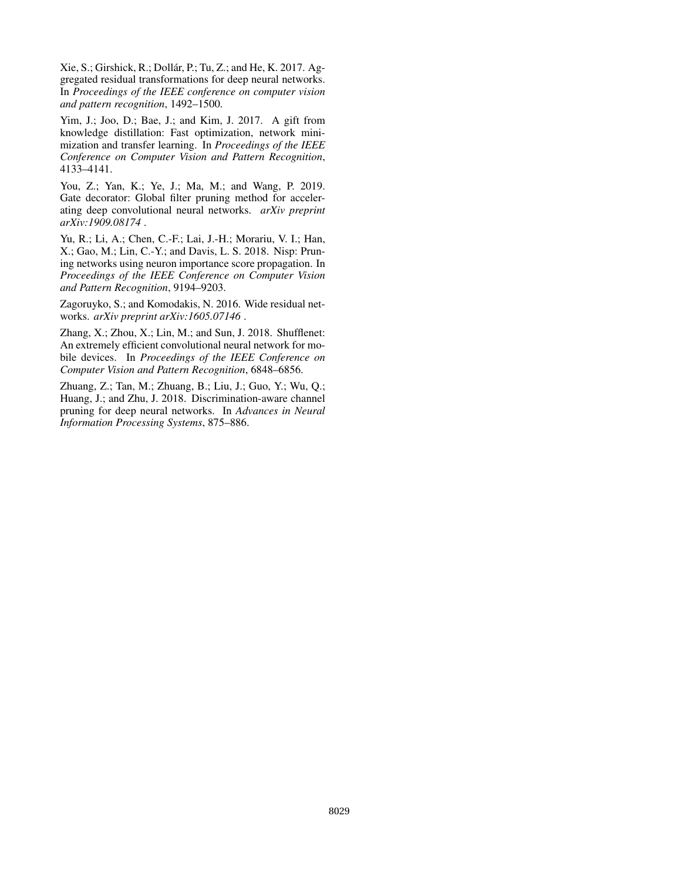Xie, S.; Girshick, R.; Dollár, P.; Tu, Z.; and He, K. 2017. Aggregated residual transformations for deep neural networks. In *Proceedings of the IEEE conference on computer vision and pattern recognition*, 1492–1500.

Yim, J.; Joo, D.; Bae, J.; and Kim, J. 2017. A gift from knowledge distillation: Fast optimization, network minimization and transfer learning. In *Proceedings of the IEEE Conference on Computer Vision and Pattern Recognition*, 4133–4141.

You, Z.; Yan, K.; Ye, J.; Ma, M.; and Wang, P. 2019. Gate decorator: Global filter pruning method for accelerating deep convolutional neural networks. *arXiv preprint arXiv:1909.08174* .

Yu, R.; Li, A.; Chen, C.-F.; Lai, J.-H.; Morariu, V. I.; Han, X.; Gao, M.; Lin, C.-Y.; and Davis, L. S. 2018. Nisp: Pruning networks using neuron importance score propagation. In *Proceedings of the IEEE Conference on Computer Vision and Pattern Recognition*, 9194–9203.

Zagoruyko, S.; and Komodakis, N. 2016. Wide residual networks. *arXiv preprint arXiv:1605.07146* .

Zhang, X.; Zhou, X.; Lin, M.; and Sun, J. 2018. Shufflenet: An extremely efficient convolutional neural network for mobile devices. In *Proceedings of the IEEE Conference on Computer Vision and Pattern Recognition*, 6848–6856.

Zhuang, Z.; Tan, M.; Zhuang, B.; Liu, J.; Guo, Y.; Wu, Q.; Huang, J.; and Zhu, J. 2018. Discrimination-aware channel pruning for deep neural networks. In *Advances in Neural Information Processing Systems*, 875–886.